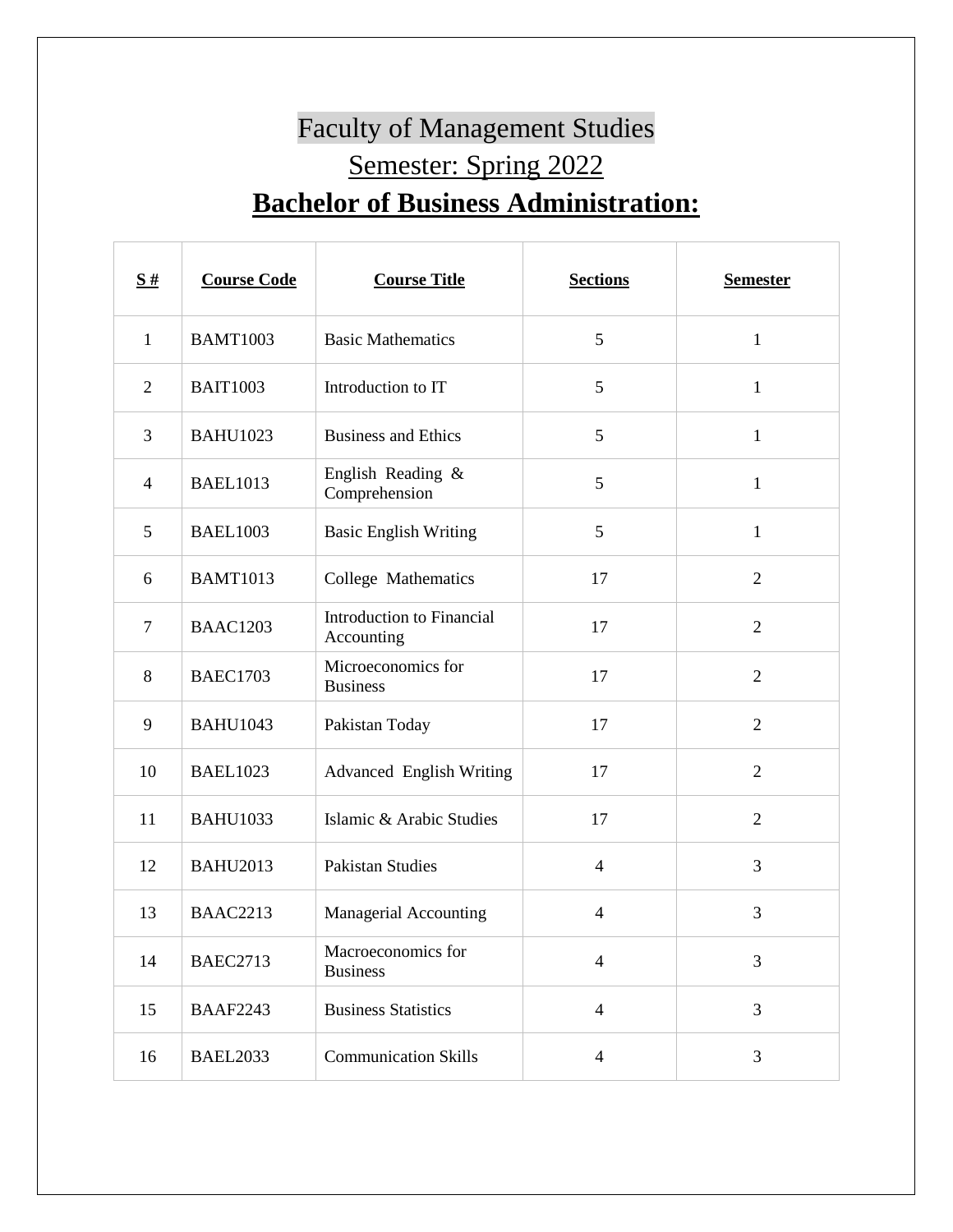# Faculty of Management Studies

## Semester: Spring 2022

## Bachelor of Business Administration:

| S # | Course Code | Course Title | Sections | Semester |
| --- | --- | --- | --- | --- |
| 1 | BAMT1003 | Basic Mathematics | 5 | 1 |
| 2 | BAIT1003 | Introduction to IT | 5 | 1 |
| 3 | BAHU1023 | Business and Ethics | 5 | 1 |
| 4 | BAEL1013 | English Reading & Comprehension | 5 | 1 |
| 5 | BAEL1003 | Basic English Writing | 5 | 1 |
| 6 | BAMT1013 | College Mathematics | 17 | 2 |
| 7 | BAAC1203 | Introduction to Financial Accounting | 17 | 2 |
| 8 | BAEC1703 | Microeconomics for Business | 17 | 2 |
| 9 | BAHU1043 | Pakistan Today | 17 | 2 |
| 10 | BAEL1023 | Advanced English Writing | 17 | 2 |
| 11 | BAHU1033 | Islamic & Arabic Studies | 17 | 2 |
| 12 | BAHU2013 | Pakistan Studies | 4 | 3 |
| 13 | BAAC2213 | Managerial Accounting | 4 | 3 |
| 14 | BAEC2713 | Macroeconomics for Business | 4 | 3 |
| 15 | BAAF2243 | Business Statistics | 4 | 3 |
| 16 | BAEL2033 | Communication Skills | 4 | 3 |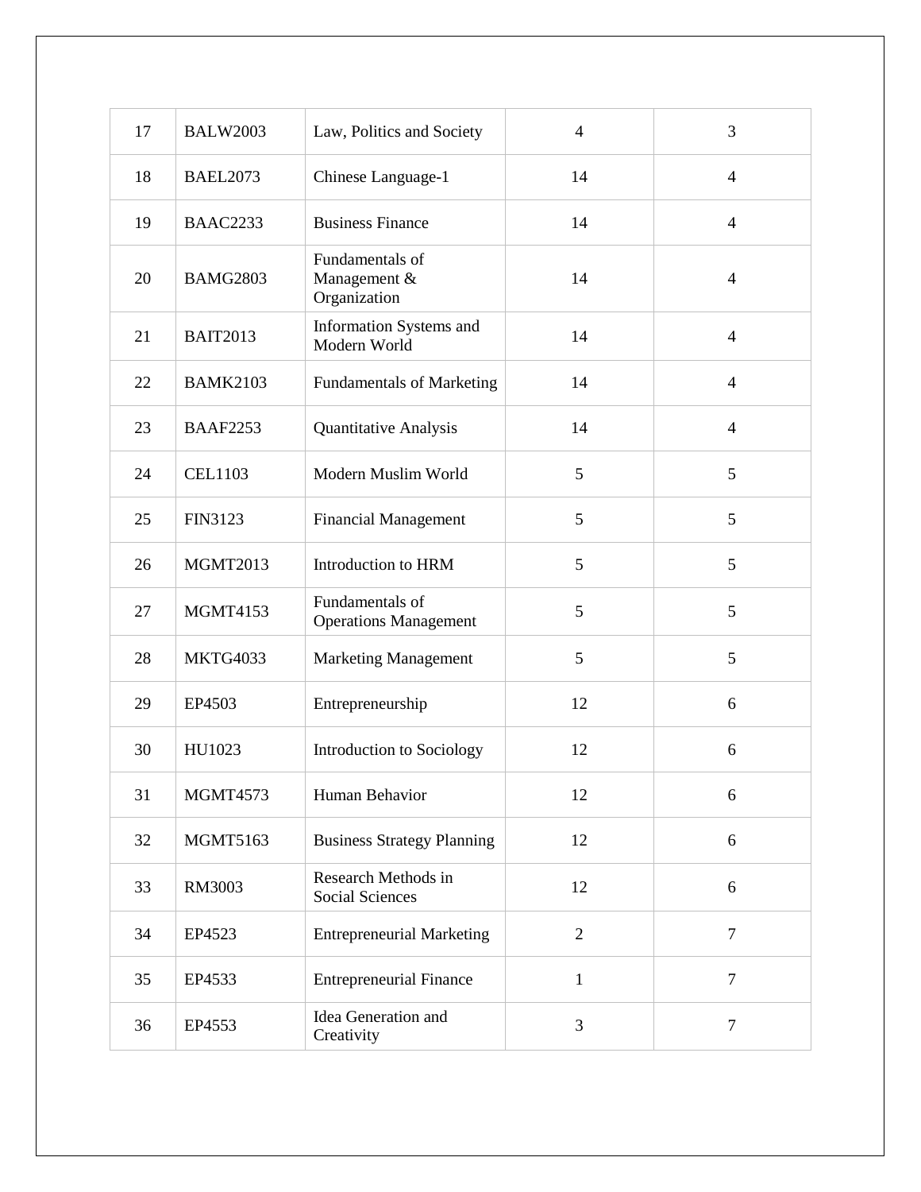| 17 | BALW2003 | Law, Politics and Society | 4 | 3 |
|---|---|---|---|---|
| 18 | BAEL2073 | Chinese Language-1 | 14 | 4 |
| 19 | BAAC2233 | Business Finance | 14 | 4 |
| 20 | BAMG2803 | Fundamentals of Management & Organization | 14 | 4 |
| 21 | BAIT2013 | Information Systems and Modern World | 14 | 4 |
| 22 | BAMK2103 | Fundamentals of Marketing | 14 | 4 |
| 23 | BAAF2253 | Quantitative Analysis | 14 | 4 |
| 24 | CEL1103 | Modern Muslim World | 5 | 5 |
| 25 | FIN3123 | Financial Management | 5 | 5 |
| 26 | MGMT2013 | Introduction to HRM | 5 | 5 |
| 27 | MGMT4153 | Fundamentals of Operations Management | 5 | 5 |
| 28 | MKTG4033 | Marketing Management | 5 | 5 |
| 29 | EP4503 | Entrepreneurship | 12 | 6 |
| 30 | HU1023 | Introduction to Sociology | 12 | 6 |
| 31 | MGMT4573 | Human Behavior | 12 | 6 |
| 32 | MGMT5163 | Business Strategy Planning | 12 | 6 |
| 33 | RM3003 | Research Methods in Social Sciences | 12 | 6 |
| 34 | EP4523 | Entrepreneurial Marketing | 2 | 7 |
| 35 | EP4533 | Entrepreneurial Finance | 1 | 7 |
| 36 | EP4553 | Idea Generation and Creativity | 3 | 7 |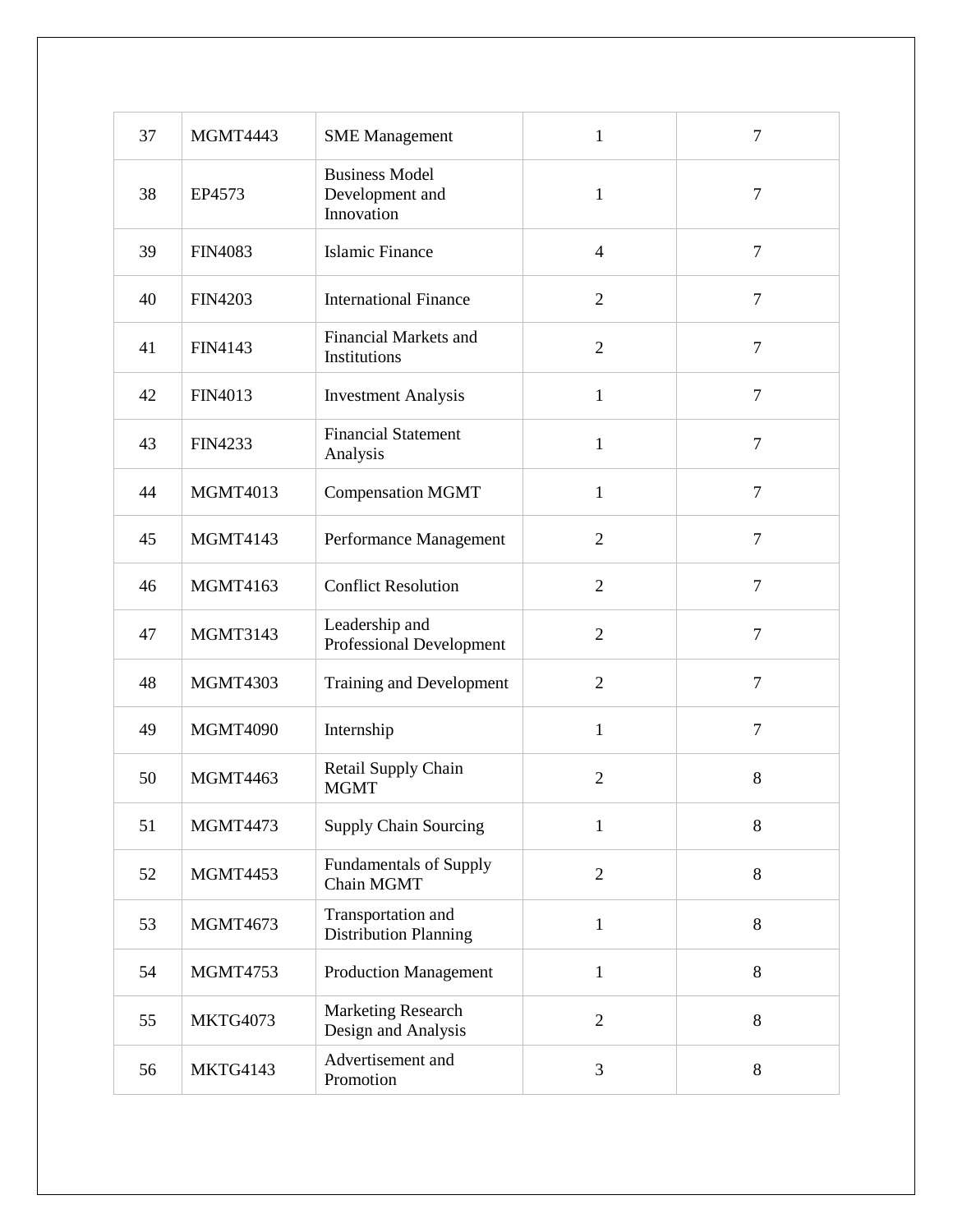| 37 | MGMT4443 | SME Management | 1 | 7 |
|---|---|---|---|---|
| 38 | EP4573 | Business Model Development and Innovation | 1 | 7 |
| 39 | FIN4083 | Islamic Finance | 4 | 7 |
| 40 | FIN4203 | International Finance | 2 | 7 |
| 41 | FIN4143 | Financial Markets and Institutions | 2 | 7 |
| 42 | FIN4013 | Investment Analysis | 1 | 7 |
| 43 | FIN4233 | Financial Statement Analysis | 1 | 7 |
| 44 | MGMT4013 | Compensation MGMT | 1 | 7 |
| 45 | MGMT4143 | Performance Management | 2 | 7 |
| 46 | MGMT4163 | Conflict Resolution | 2 | 7 |
| 47 | MGMT3143 | Leadership and Professional Development | 2 | 7 |
| 48 | MGMT4303 | Training and Development | 2 | 7 |
| 49 | MGMT4090 | Internship | 1 | 7 |
| 50 | MGMT4463 | Retail Supply Chain MGMT | 2 | 8 |
| 51 | MGMT4473 | Supply Chain Sourcing | 1 | 8 |
| 52 | MGMT4453 | Fundamentals of Supply Chain MGMT | 2 | 8 |
| 53 | MGMT4673 | Transportation and Distribution Planning | 1 | 8 |
| 54 | MGMT4753 | Production Management | 1 | 8 |
| 55 | MKTG4073 | Marketing Research Design and Analysis | 2 | 8 |
| 56 | MKTG4143 | Advertisement and Promotion | 3 | 8 |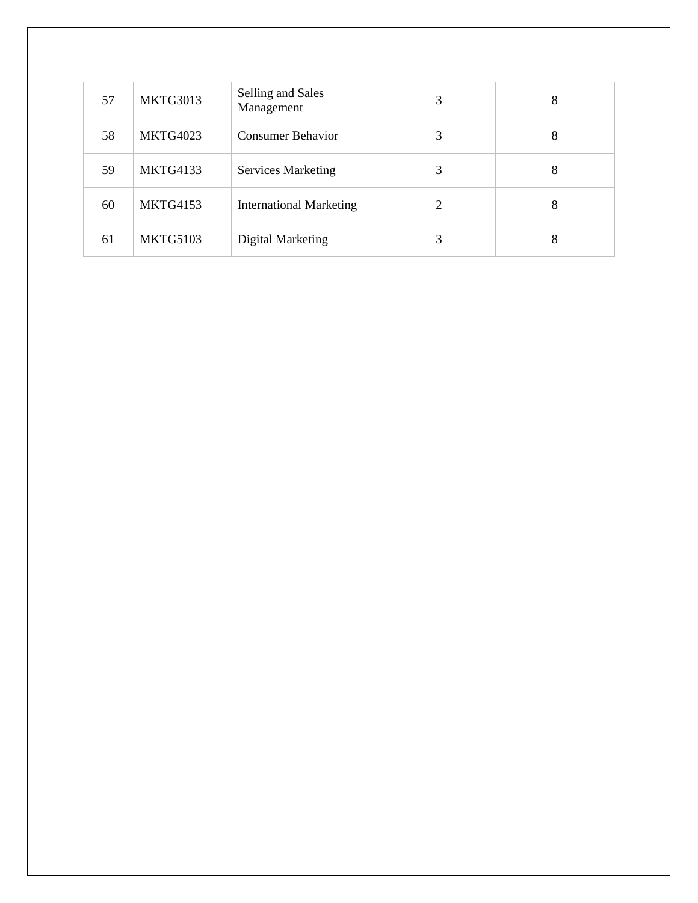| | | | | |
|---|---|---|---|---|
| 57 | MKTG3013 | Selling and Sales Management | 3 | 8 |
| 58 | MKTG4023 | Consumer Behavior | 3 | 8 |
| 59 | MKTG4133 | Services Marketing | 3 | 8 |
| 60 | MKTG4153 | International Marketing | 2 | 8 |
| 61 | MKTG5103 | Digital Marketing | 3 | 8 |